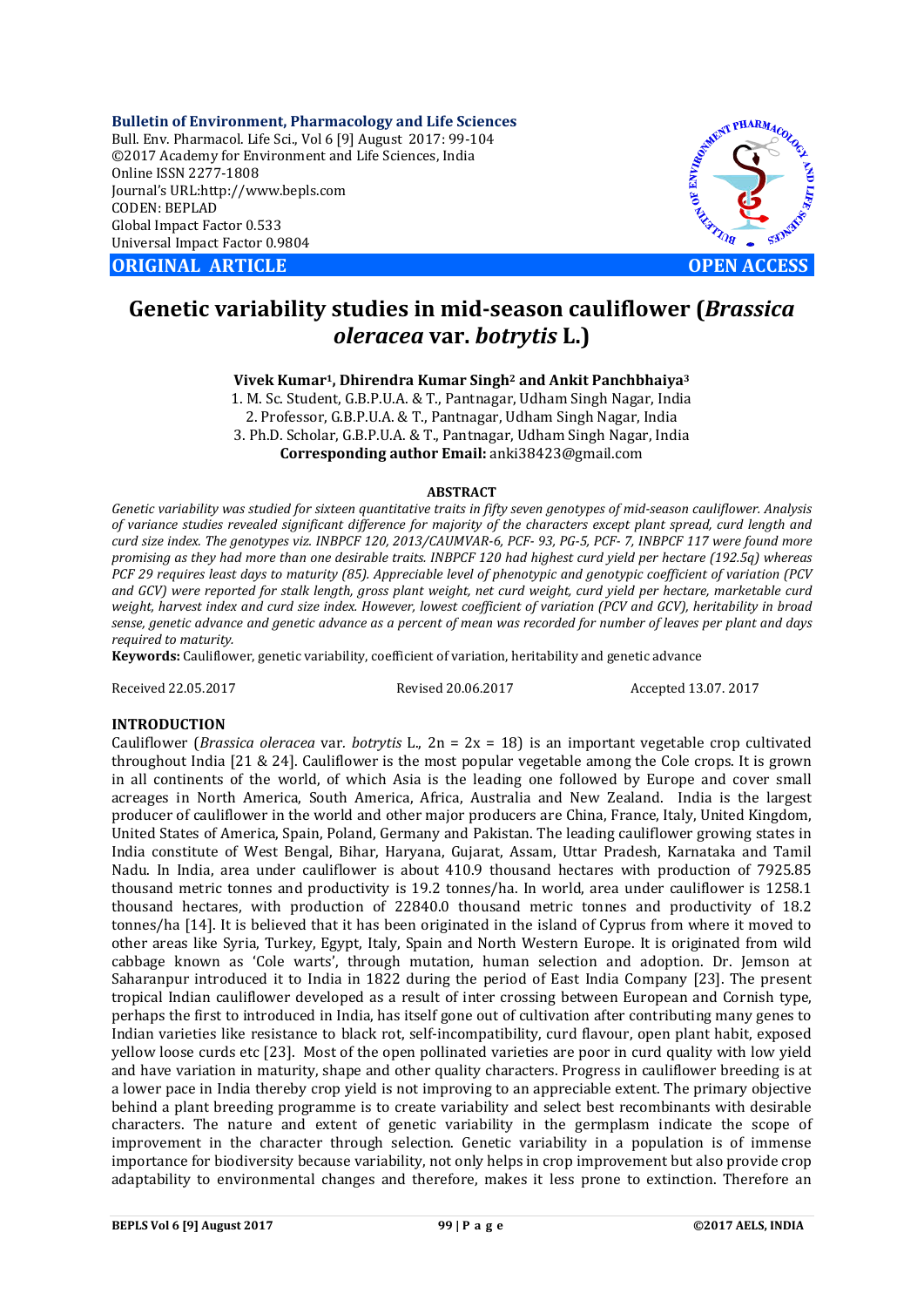**Bulletin of Environment, Pharmacology and Life Sciences**
Bull. Env. Pharmacol. Life Sci., Vol 6 [9] August 2017: 99-104
©2017 Academy for Environment and Life Sciences, India
Online ISSN 2277-1808
Journal's URL:http://www.bepls.com
CODEN: BEPLAD
Global Impact Factor 0.533
Universal Impact Factor 0.9804

**ORIGINAL ARTICLE** **OPEN ACCESS**

# Genetic variability studies in mid-season cauliflower (*Brassica oleracea* var. *botrytis* L.)

**Vivek Kumar[1], Dhirendra Kumar Singh[2] and Ankit Panchbhaiya[3]**

1. M. Sc. Student, G.B.P.U.A. & T., Pantnagar, Udham Singh Nagar, India
2. Professor, G.B.P.U.A. & T., Pantnagar, Udham Singh Nagar, India
3. Ph.D. Scholar, G.B.P.U.A. & T., Pantnagar, Udham Singh Nagar, India

**Corresponding author Email:** anki38423@gmail.com

## ABSTRACT

*Genetic variability was studied for sixteen quantitative traits in fifty seven genotypes of mid-season cauliflower. Analysis of variance studies revealed significant difference for majority of the characters except plant spread, curd length and curd size index. The genotypes viz. INBPCF 120, 2013/CAUMVAR-6, PCF- 93, PG-5, PCF- 7, INBPCF 117 were found more promising as they had more than one desirable traits. INBPCF 120 had highest curd yield per hectare (192.5q) whereas PCF 29 requires least days to maturity (85). Appreciable level of phenotypic and genotypic coefficient of variation (PCV and GCV) were reported for stalk length, gross plant weight, net curd weight, curd yield per hectare, marketable curd weight, harvest index and curd size index. However, lowest coefficient of variation (PCV and GCV), heritability in broad sense, genetic advance and genetic advance as a percent of mean was recorded for number of leaves per plant and days required to maturity.*

**Keywords:** Cauliflower, genetic variability, coefficient of variation, heritability and genetic advance

Received 22.05.2017 Revised 20.06.2017 Accepted 13.07. 2017

## INTRODUCTION

Cauliflower (*Brassica oleracea* var. *botrytis* L., 2n = 2x = 18) is an important vegetable crop cultivated throughout India [21 & 24]. Cauliflower is the most popular vegetable among the Cole crops. It is grown in all continents of the world, of which Asia is the leading one followed by Europe and cover small acreages in North America, South America, Africa, Australia and New Zealand. India is the largest producer of cauliflower in the world and other major producers are China, France, Italy, United Kingdom, United States of America, Spain, Poland, Germany and Pakistan. The leading cauliflower growing states in India constitute of West Bengal, Bihar, Haryana, Gujarat, Assam, Uttar Pradesh, Karnataka and Tamil Nadu. In India, area under cauliflower is about 410.9 thousand hectares with production of 7925.85 thousand metric tonnes and productivity is 19.2 tonnes/ha. In world, area under cauliflower is 1258.1 thousand hectares, with production of 22840.0 thousand metric tonnes and productivity of 18.2 tonnes/ha [14]. It is believed that it has been originated in the island of Cyprus from where it moved to other areas like Syria, Turkey, Egypt, Italy, Spain and North Western Europe. It is originated from wild cabbage known as 'Cole warts', through mutation, human selection and adoption. Dr. Jemson at Saharanpur introduced it to India in 1822 during the period of East India Company [23]. The present tropical Indian cauliflower developed as a result of inter crossing between European and Cornish type, perhaps the first to introduced in India, has itself gone out of cultivation after contributing many genes to Indian varieties like resistance to black rot, self-incompatibility, curd flavour, open plant habit, exposed yellow loose curds etc [23]. Most of the open pollinated varieties are poor in curd quality with low yield and have variation in maturity, shape and other quality characters. Progress in cauliflower breeding is at a lower pace in India thereby crop yield is not improving to an appreciable extent. The primary objective behind a plant breeding programme is to create variability and select best recombinants with desirable characters. The nature and extent of genetic variability in the germplasm indicate the scope of improvement in the character through selection. Genetic variability in a population is of immense importance for biodiversity because variability, not only helps in crop improvement but also provide crop adaptability to environmental changes and therefore, makes it less prone to extinction. Therefore an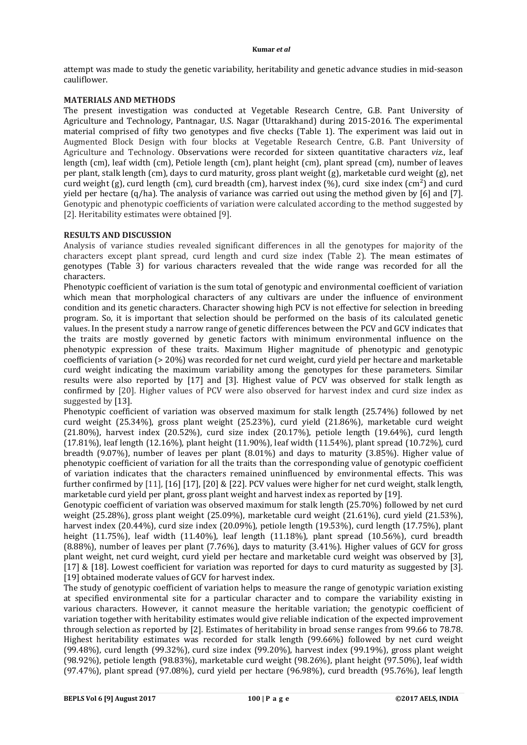attempt was made to study the genetic variability, heritability and genetic advance studies in mid-season cauliflower.

## MATERIALS AND METHODS

The present investigation was conducted at Vegetable Research Centre, G.B. Pant University of Agriculture and Technology, Pantnagar, U.S. Nagar (Uttarakhand) during 2015-2016. The experimental material comprised of fifty two genotypes and five checks (Table 1). The experiment was laid out in Augmented Block Design with four blocks at Vegetable Research Centre, G.B. Pant University of Agriculture and Technology. Observations were recorded for sixteen quantitative characters *viz*., leaf length (cm), leaf width (cm), Petiole length (cm), plant height (cm), plant spread (cm), number of leaves per plant, stalk length (cm), days to curd maturity, gross plant weight (g), marketable curd weight (g), net curd weight (g), curd length (cm), curd breadth (cm), harvest index (%), curd sixe index ($cm^2$) and curd yield per hectare (q/ha). The analysis of variance was carried out using the method given by [6] and [7]. Genotypic and phenotypic coefficients of variation were calculated according to the method suggested by [2]. Heritability estimates were obtained [9].

## RESULTS AND DISCUSSION

Analysis of variance studies revealed significant differences in all the genotypes for majority of the characters except plant spread, curd length and curd size index (Table 2). The mean estimates of genotypes (Table 3) for various characters revealed that the wide range was recorded for all the characters.

Phenotypic coefficient of variation is the sum total of genotypic and environmental coefficient of variation which mean that morphological characters of any cultivars are under the influence of environment condition and its genetic characters. Character showing high PCV is not effective for selection in breeding program. So, it is important that selection should be performed on the basis of its calculated genetic values. In the present study a narrow range of genetic differences between the PCV and GCV indicates that the traits are mostly governed by genetic factors with minimum environmental influence on the phenotypic expression of these traits. Maximum Higher magnitude of phenotypic and genotypic coefficients of variation (> 20%) was recorded for net curd weight, curd yield per hectare and marketable curd weight indicating the maximum variability among the genotypes for these parameters. Similar results were also reported by [17] and [3]. Highest value of PCV was observed for stalk length as confirmed by [20]. Higher values of PCV were also observed for harvest index and curd size index as suggested by [13].

Phenotypic coefficient of variation was observed maximum for stalk length (25.74%) followed by net curd weight (25.34%), gross plant weight (25.23%), curd yield (21.86%), marketable curd weight (21.80%), harvest index (20.52%), curd size index (20.17%), petiole length (19.64%), curd length (17.81%), leaf length (12.16%), plant height (11.90%), leaf width (11.54%), plant spread (10.72%), curd breadth (9.07%), number of leaves per plant (8.01%) and days to maturity (3.85%). Higher value of phenotypic coefficient of variation for all the traits than the corresponding value of genotypic coefficient of variation indicates that the characters remained uninfluenced by environmental effects. This was further confirmed by [11], [16] [17], [20] & [22]. PCV values were higher for net curd weight, stalk length, marketable curd yield per plant, gross plant weight and harvest index as reported by [19].

Genotypic coefficient of variation was observed maximum for stalk length (25.70%) followed by net curd weight (25.28%), gross plant weight (25.09%), marketable curd weight (21.61%), curd yield (21.53%), harvest index (20.44%), curd size index (20.09%), petiole length (19.53%), curd length (17.75%), plant height (11.75%), leaf width (11.40%), leaf length (11.18%), plant spread (10.56%), curd breadth (8.88%), number of leaves per plant (7.76%), days to maturity (3.41%). Higher values of GCV for gross plant weight, net curd weight, curd yield per hectare and marketable curd weight was observed by [3], [17] & [18]. Lowest coefficient for variation was reported for days to curd maturity as suggested by [3]. [19] obtained moderate values of GCV for harvest index.

The study of genotypic coefficient of variation helps to measure the range of genotypic variation existing at specified environmental site for a particular character and to compare the variability existing in various characters. However, it cannot measure the heritable variation; the genotypic coefficient of variation together with heritability estimates would give reliable indication of the expected improvement through selection as reported by [2]. Estimates of heritability in broad sense ranges from 99.66 to 78.78. Highest heritability estimates was recorded for stalk length (99.66%) followed by net curd weight (99.48%), curd length (99.32%), curd size index (99.20%), harvest index (99.19%), gross plant weight (98.92%), petiole length (98.83%), marketable curd weight (98.26%), plant height (97.50%), leaf width (97.47%), plant spread (97.08%), curd yield per hectare (96.98%), curd breadth (95.76%), leaf length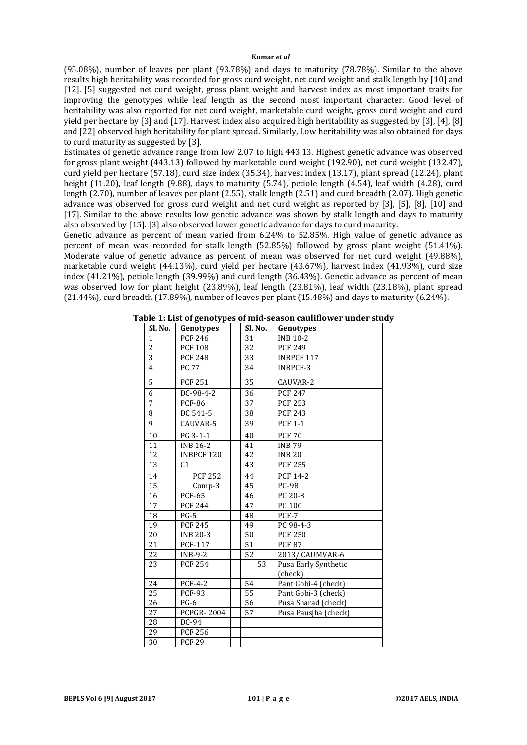(95.08%), number of leaves per plant (93.78%) and days to maturity (78.78%). Similar to the above results high heritability was recorded for gross curd weight, net curd weight and stalk length by [10] and [12]. [5] suggested net curd weight, gross plant weight and harvest index as most important traits for improving the genotypes while leaf length as the second most important character. Good level of heritability was also reported for net curd weight, marketable curd weight, gross curd weight and curd yield per hectare by [3] and [17]. Harvest index also acquired high heritability as suggested by [3], [4], [8] and [22] observed high heritability for plant spread. Similarly, Low heritability was also obtained for days to curd maturity as suggested by [3].

Estimates of genetic advance range from low 2.07 to high 443.13. Highest genetic advance was observed for gross plant weight (443.13) followed by marketable curd weight (192.90), net curd weight (132.47), curd yield per hectare (57.18), curd size index (35.34), harvest index (13.17), plant spread (12.24), plant height (11.20), leaf length (9.88), days to maturity (5.74), petiole length (4.54), leaf width (4.28), curd length (2.70), number of leaves per plant (2.55), stalk length (2.51) and curd breadth (2.07). High genetic advance was observed for gross curd weight and net curd weight as reported by [3], [5], [8], [10] and [17]. Similar to the above results low genetic advance was shown by stalk length and days to maturity also observed by [15]. [3] also observed lower genetic advance for days to curd maturity.

Genetic advance as percent of mean varied from 6.24% to 52.85%. High value of genetic advance as percent of mean was recorded for stalk length (52.85%) followed by gross plant weight (51.41%). Moderate value of genetic advance as percent of mean was observed for net curd weight (49.88%), marketable curd weight (44.13%), curd yield per hectare (43.67%), harvest index (41.93%), curd size index (41.21%), petiole length (39.99%) and curd length (36.43%). Genetic advance as percent of mean was observed low for plant height (23.89%), leaf length (23.81%), leaf width (23.18%), plant spread (21.44%), curd breadth (17.89%), number of leaves per plant (15.48%) and days to maturity (6.24%).

**Table 1: List of genotypes of mid-season cauliflower under study**

| Sl. No. | Genotypes | | Sl. No. | Genotypes |
|---|---|---|---|---|
| 1 | PCF 246 | | 31 | INB 10-2 |
| 2 | PCF 108 | | 32 | PCF 249 |
| 3 | PCF 248 | | 33 | INBPCF 117 |
| 4 | PC 77 | | 34 | INBPCF-3 |
| 5 | PCF 251 | | 35 | CAUVAR-2 |
| 6 | DC-98-4-2 | | 36 | PCF 247 |
| 7 | PCF-86 | | 37 | PCF 253 |
| 8 | DC 541-5 | | 38 | PCF 243 |
| 9 | CAUVAR-5 | | 39 | PCF 1-1 |
| 10 | PG 3-1-1 | | 40 | PCF 70 |
| 11 | INB 16-2 | | 41 | INB 79 |
| 12 | INBPCF 120 | | 42 | INB 20 |
| 13 | C1 | | 43 | PCF 255 |
| 14 | PCF 252 | | 44 | PCF 14-2 |
| 15 | Comp-3 | | 45 | PC-98 |
| 16 | PCF-65 | | 46 | PC 20-8 |
| 17 | PCF 244 | | 47 | PC 100 |
| 18 | PG-5 | | 48 | PCF-7 |
| 19 | PCF 245 | | 49 | PC 98-4-3 |
| 20 | INB 20-3 | | 50 | PCF 250 |
| 21 | PCF-117 | | 51 | PCF 87 |
| 22 | INB-9-2 | | 52 | 2013/ CAUMVAR-6 |
| 23 | PCF 254 | | 53 | Pusa Early Synthetic (check) |
| 24 | PCF-4-2 | | 54 | Pant Gobi-4 (check) |
| 25 | PCF-93 | | 55 | Pant Gobi-3 (check) |
| 26 | PG-6 | | 56 | Pusa Sharad (check) |
| 27 | PCPGR- 2004 | | 57 | Pusa Pausjha (check) |
| 28 | DC-94 | | | |
| 29 | PCF 256 | | | |
| 30 | PCF 29 | | | |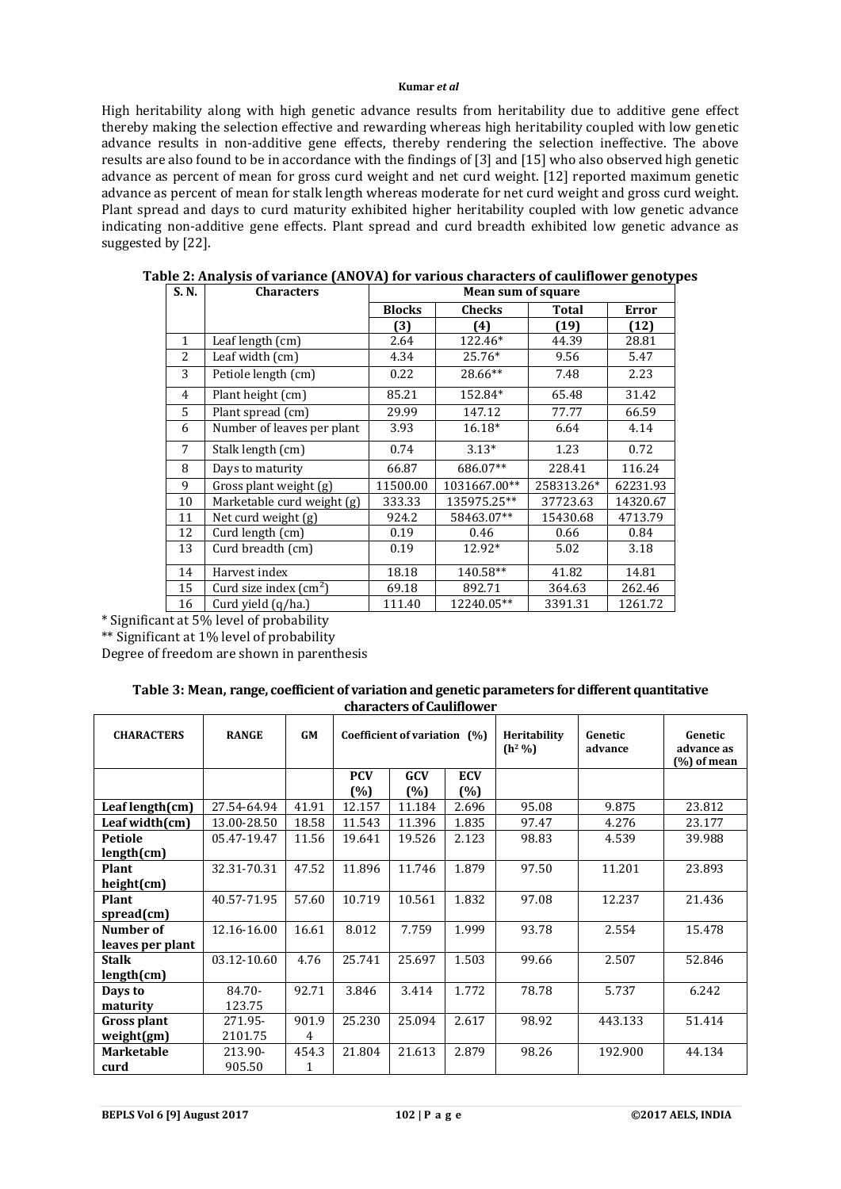High heritability along with high genetic advance results from heritability due to additive gene effect thereby making the selection effective and rewarding whereas high heritability coupled with low genetic advance results in non-additive gene effects, thereby rendering the selection ineffective. The above results are also found to be in accordance with the findings of [3] and [15] who also observed high genetic advance as percent of mean for gross curd weight and net curd weight. [12] reported maximum genetic advance as percent of mean for stalk length whereas moderate for net curd weight and gross curd weight. Plant spread and days to curd maturity exhibited higher heritability coupled with low genetic advance indicating non-additive gene effects. Plant spread and curd breadth exhibited low genetic advance as suggested by [22].

**Table 2: Analysis of variance (ANOVA) for various characters of cauliflower genotypes**

| S. N. | Characters | Mean sum of square | | | |
|---|---|---|---|---|---|
| | | Blocks | Checks | Total | Error |
| | | (3) | (4) | (19) | (12) |
| 1 | Leaf length (cm) | 2.64 | 122.46* | 44.39 | 28.81 |
| 2 | Leaf width (cm) | 4.34 | 25.76* | 9.56 | 5.47 |
| 3 | Petiole length (cm) | 0.22 | 28.66** | 7.48 | 2.23 |
| 4 | Plant height (cm) | 85.21 | 152.84* | 65.48 | 31.42 |
| 5 | Plant spread (cm) | 29.99 | 147.12 | 77.77 | 66.59 |
| 6 | Number of leaves per plant | 3.93 | 16.18* | 6.64 | 4.14 |
| 7 | Stalk length (cm) | 0.74 | 3.13* | 1.23 | 0.72 |
| 8 | Days to maturity | 66.87 | 686.07** | 228.41 | 116.24 |
| 9 | Gross plant weight (g) | 11500.00 | 1031667.00** | 258313.26* | 62231.93 |
| 10 | Marketable curd weight (g) | 333.33 | 135975.25** | 37723.63 | 14320.67 |
| 11 | Net curd weight (g) | 924.2 | 58463.07** | 15430.68 | 4713.79 |
| 12 | Curd length (cm) | 0.19 | 0.46 | 0.66 | 0.84 |
| 13 | Curd breadth (cm) | 0.19 | 12.92* | 5.02 | 3.18 |
| 14 | Harvest index | 18.18 | 140.58** | 41.82 | 14.81 |
| 15 | Curd size index ($cm^2$) | 69.18 | 892.71 | 364.63 | 262.46 |
| 16 | Curd yield (q/ha.) | 111.40 | 12240.05** | 3391.31 | 1261.72 |

\* Significant at 5% level of probability

\*\* Significant at 1% level of probability

Degree of freedom are shown in parenthesis

**Table 3: Mean, range, coefficient of variation and genetic parameters for different quantitative characters of Cauliflower**

| CHARACTERS | RANGE | GM | Coefficient of variation (%) | | | Heritability ($h^2$ %) | Genetic advance | Genetic advance as (%) of mean |
|---|---|---|---|---|---|---|---|---|
| | | | PCV (%) | GCV (%) | ECV (%) | | | |
| **Leaf length(cm)** | 27.54-64.94 | 41.91 | 12.157 | 11.184 | 2.696 | 95.08 | 9.875 | 23.812 |
| **Leaf width(cm)** | 13.00-28.50 | 18.58 | 11.543 | 11.396 | 1.835 | 97.47 | 4.276 | 23.177 |
| **Petiole length(cm)** | 05.47-19.47 | 11.56 | 19.641 | 19.526 | 2.123 | 98.83 | 4.539 | 39.988 |
| **Plant height(cm)** | 32.31-70.31 | 47.52 | 11.896 | 11.746 | 1.879 | 97.50 | 11.201 | 23.893 |
| **Plant spread(cm)** | 40.57-71.95 | 57.60 | 10.719 | 10.561 | 1.832 | 97.08 | 12.237 | 21.436 |
| **Number of leaves per plant** | 12.16-16.00 | 16.61 | 8.012 | 7.759 | 1.999 | 93.78 | 2.554 | 15.478 |
| **Stalk length(cm)** | 03.12-10.60 | 4.76 | 25.741 | 25.697 | 1.503 | 99.66 | 2.507 | 52.846 |
| **Days to maturity** | 84.70-123.75 | 92.71 | 3.846 | 3.414 | 1.772 | 78.78 | 5.737 | 6.242 |
| **Gross plant weight(gm)** | 271.95-2101.75 | 901.94 | 25.230 | 25.094 | 2.617 | 98.92 | 443.133 | 51.414 |
| **Marketable curd** | 213.90-905.50 | 454.31 | 21.804 | 21.613 | 2.879 | 98.26 | 192.900 | 44.134 |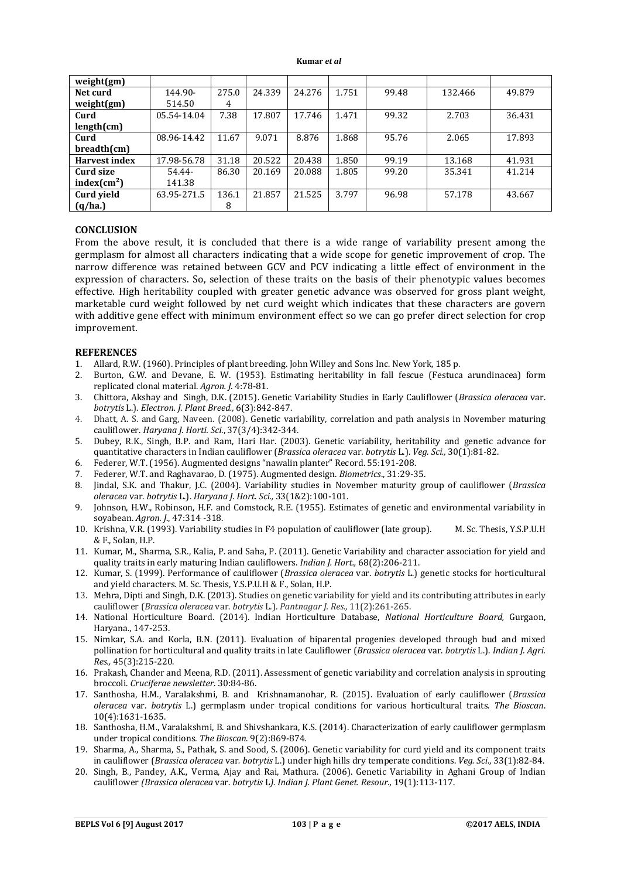| weight(gm) | | | | | | | | |
|---|---|---|---|---|---|---|---|---|
| Net curd weight(gm) | 144.90-514.50 | 275.04 | 24.339 | 24.276 | 1.751 | 99.48 | 132.466 | 49.879 |
| Curd length(cm) | 05.54-14.04 | 7.38 | 17.807 | 17.746 | 1.471 | 99.32 | 2.703 | 36.431 |
| Curd breadth(cm) | 08.96-14.42 | 11.67 | 9.071 | 8.876 | 1.868 | 95.76 | 2.065 | 17.893 |
| Harvest index | 17.98-56.78 | 31.18 | 20.522 | 20.438 | 1.850 | 99.19 | 13.168 | 41.931 |
| Curd size index($cm^2$) | 54.44-141.38 | 86.30 | 20.169 | 20.088 | 1.805 | 99.20 | 35.341 | 41.214 |
| Curd yield (q/ha.) | 63.95-271.5 | 136.18 | 21.857 | 21.525 | 3.797 | 96.98 | 57.178 | 43.667 |

## CONCLUSION

From the above result, it is concluded that there is a wide range of variability present among the germplasm for almost all characters indicating that a wide scope for genetic improvement of crop. The narrow difference was retained between GCV and PCV indicating a little effect of environment in the expression of characters. So, selection of these traits on the basis of their phenotypic values becomes effective. High heritability coupled with greater genetic advance was observed for gross plant weight, marketable curd weight followed by net curd weight which indicates that these characters are govern with additive gene effect with minimum environment effect so we can go prefer direct selection for crop improvement.

## REFERENCES

1. Allard, R.W. (1960). Principles of plant breeding. John Willey and Sons Inc. New York, 185 p.
2. Burton, G.W. and Devane, E. W. (1953). Estimating heritability in fall fescue (Festuca arundinacea) form replicated clonal material. *Agron. J.* 4:78-81.
3. Chittora, Akshay and Singh, D.K. (2015). Genetic Variability Studies in Early Cauliflower (*Brassica oleracea* var. *botrytis* L.). *Electron. J. Plant Breed.,* 6(3):842-847.
4. Dhatt, A. S. and Garg, Naveen. (2008). Genetic variability, correlation and path analysis in November maturing cauliflower. *Haryana J. Horti. Sci.*, 37(3/4):342-344.
5. Dubey, R.K., Singh, B.P. and Ram, Hari Har. (2003). Genetic variability, heritability and genetic advance for quantitative characters in Indian cauliflower (*Brassica oleracea* var. *botrytis* L.). *Veg. Sci.,* 30(1):81-82.
6. Federer, W.T. (1956). Augmented designs "nawalin planter" Record. 55:191-208.
7. Federer, W.T. and Raghavarao, D. (1975). Augmented design. *Biometrics*., 31:29-35.
8. Jindal, S.K. and Thakur, J.C. (2004). Variability studies in November maturity group of cauliflower (*Brassica oleracea* var. *botrytis* L.). *Haryana J. Hort. Sci.,* 33(1&2):100-101.
9. Johnson, H.W., Robinson, H.F. and Comstock, R.E. (1955). Estimates of genetic and environmental variability in soyabean. *Agron. J.*, 47:314 -318.
10. Krishna, V.R. (1993). Variability studies in F4 population of cauliflower (late group). M. Sc. Thesis, Y.S.P.U.H & F., Solan, H.P.
11. Kumar, M., Sharma, S.R., Kalia, P. and Saha, P. (2011). Genetic Variability and character association for yield and quality traits in early maturing Indian cauliflowers. *Indian J. Hort.,* 68(2):206-211.
12. Kumar, S. (1999). Performance of cauliflower (*Brassica oleracea* var. *botrytis* L.) genetic stocks for horticultural and yield characters. M. Sc. Thesis, Y.S.P.U.H & F., Solan, H.P.
13. Mehra, Dipti and Singh, D.K. (2013). Studies on genetic variability for yield and its contributing attributes in early cauliflower (*Brassica oleracea* var. *botrytis* L.). *Pantnagar J. Res.,* 11(2):261-265.
14. National Horticulture Board. (2014). Indian Horticulture Database, *National Horticulture Board,* Gurgaon, Haryana., 147-253.
15. Nimkar, S.A. and Korla, B.N. (2011). Evaluation of biparental progenies developed through bud and mixed pollination for horticultural and quality traits in late Cauliflower (*Brassica oleracea* var. *botrytis* L.). *Indian J. Agri. Res.,* 45(3):215-220.
16. Prakash, Chander and Meena, R.D. (2011). Assessment of genetic variability and correlation analysis in sprouting broccoli. *Cruciferae newsletter*. 30:84-86.
17. Santhosha, H.M., Varalakshmi, B. and Krishnamanohar, R. (2015). Evaluation of early cauliflower (*Brassica oleracea* var. *botrytis* L.) germplasm under tropical conditions for various horticultural traits. *The Bioscan*. 10(4):1631-1635.
18. Santhosha, H.M., Varalakshmi, B. and Shivshankara, K.S. (2014). Characterization of early cauliflower germplasm under tropical conditions. *The Bioscan.* 9(2):869-874.
19. Sharma, A., Sharma, S., Pathak, S. and Sood, S. (2006). Genetic variability for curd yield and its component traits in cauliflower (*Brassica oleracea* var. *botrytis* L.) under high hills dry temperate conditions. *Veg. Sci*., 33(1):82-84.
20. Singh, B., Pandey, A.K., Verma, Ajay and Rai, Mathura. (2006). Genetic Variability in Aghani Group of Indian cauliflower *(Brassica oleracea* var. *botrytis* L*). Indian J. Plant Genet. Resour.,* 19(1):113-117.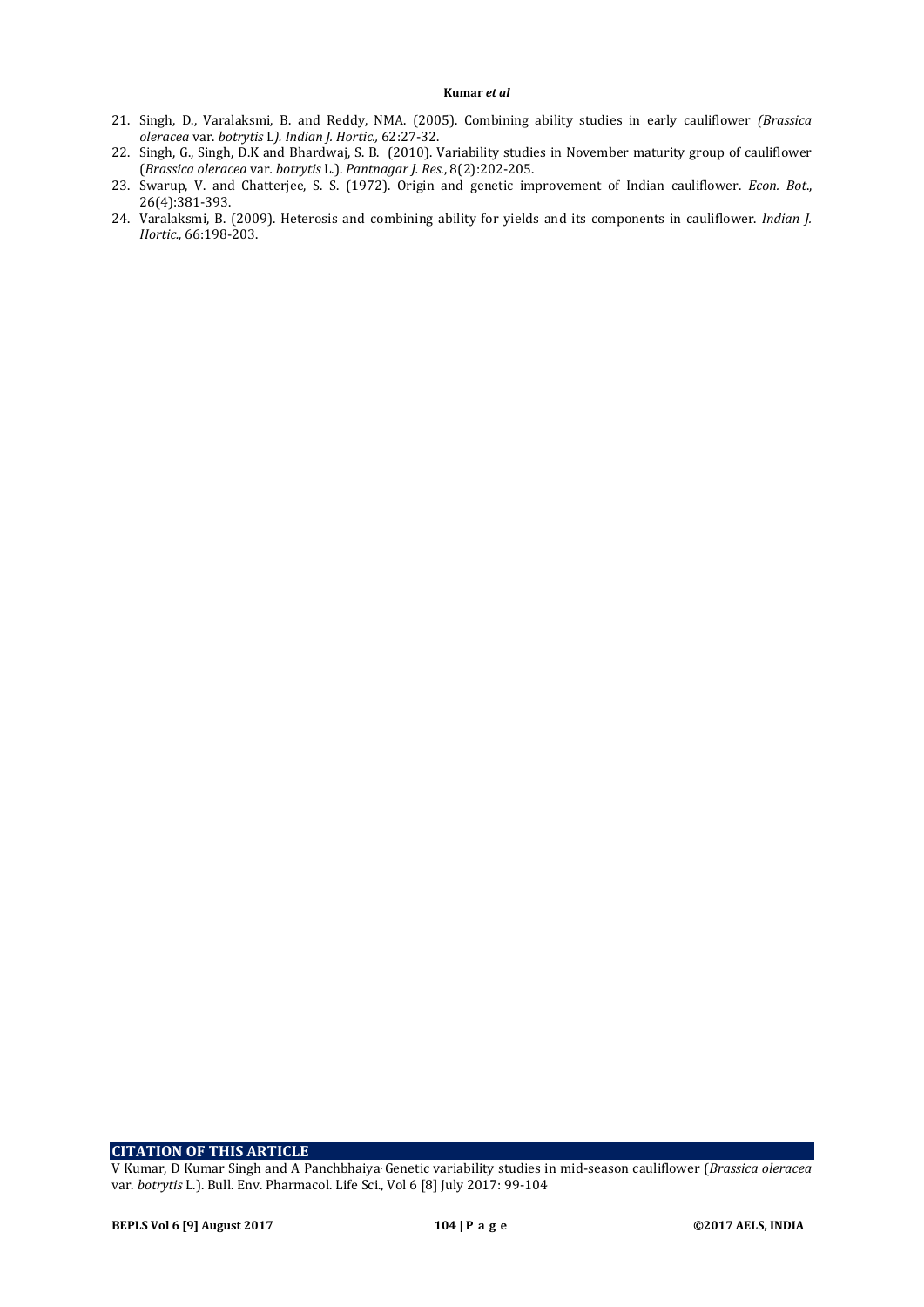21. Singh, D., Varalaksmi, B. and Reddy, NMA. (2005). Combining ability studies in early cauliflower *(Brassica oleracea* var. *botrytis* L*). Indian J. Hortic.,* 62:27-32.
22. Singh, G., Singh, D.K and Bhardwaj, S. B. (2010). Variability studies in November maturity group of cauliflower (*Brassica oleracea* var. *botrytis* L.). *Pantnagar J. Res.*, 8(2):202-205.
23. Swarup, V. and Chatterjee, S. S. (1972). Origin and genetic improvement of Indian cauliflower. *Econ. Bot*., 26(4):381-393.
24. Varalaksmi, B. (2009). Heterosis and combining ability for yields and its components in cauliflower. *Indian J. Hortic.,* 66:198-203.

**CITATION OF THIS ARTICLE**

V Kumar, D Kumar Singh and A Panchbhaiya Genetic variability studies in mid-season cauliflower (*Brassica oleracea* var. *botrytis* L.). Bull. Env. Pharmacol. Life Sci., Vol 6 [8] July 2017: 99-104